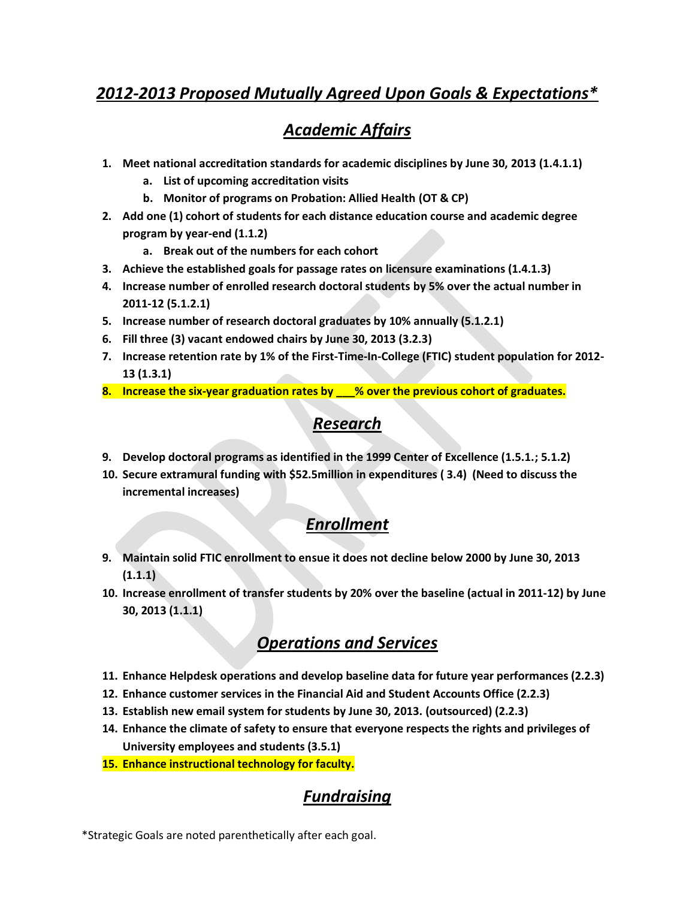# *2012-2013 Proposed Mutually Agreed Upon Goals & Expectations**

## *Academic Affairs*

1. **Meet national accreditation standards for academic disciplines by June 30, 2013 (1.4.1.1)**
    a. **List of upcoming accreditation visits**
    b. **Monitor of programs on Probation: Allied Health (OT & CP)**
2. **Add one (1) cohort of students for each distance education course and academic degree program by year-end (1.1.2)**
    a. **Break out of the numbers for each cohort**
3. **Achieve the established goals for passage rates on licensure examinations (1.4.1.3)**
4. **Increase number of enrolled research doctoral students by 5% over the actual number in 2011-12 (5.1.2.1)**
5. **Increase number of research doctoral graduates by 10% annually (5.1.2.1)**
6. **Fill three (3) vacant endowed chairs by June 30, 2013 (3.2.3)**
7. **Increase retention rate by 1% of the First-Time-In-College (FTIC) student population for 2012-13 (1.3.1)**
8. **Increase the six-year graduation rates by ___% over the previous cohort of graduates.**

## *Research*

9. **Develop doctoral programs as identified in the 1999 Center of Excellence (1.5.1.; 5.1.2)**
10. **Secure extramural funding with $52.5million in expenditures ( 3.4) (Need to discuss the incremental increases)**

## *Enrollment*

9. **Maintain solid FTIC enrollment to ensue it does not decline below 2000 by June 30, 2013 (1.1.1)**
10. **Increase enrollment of transfer students by 20% over the baseline (actual in 2011-12) by June 30, 2013 (1.1.1)**

## *Operations and Services*

11. **Enhance Helpdesk operations and develop baseline data for future year performances (2.2.3)**
12. **Enhance customer services in the Financial Aid and Student Accounts Office (2.2.3)**
13. **Establish new email system for students by June 30, 2013. (outsourced) (2.2.3)**
14. **Enhance the climate of safety to ensure that everyone respects the rights and privileges of University employees and students (3.5.1)**
15. **Enhance instructional technology for faculty.**

## *Fundraising*

*Strategic Goals are noted parenthetically after each goal.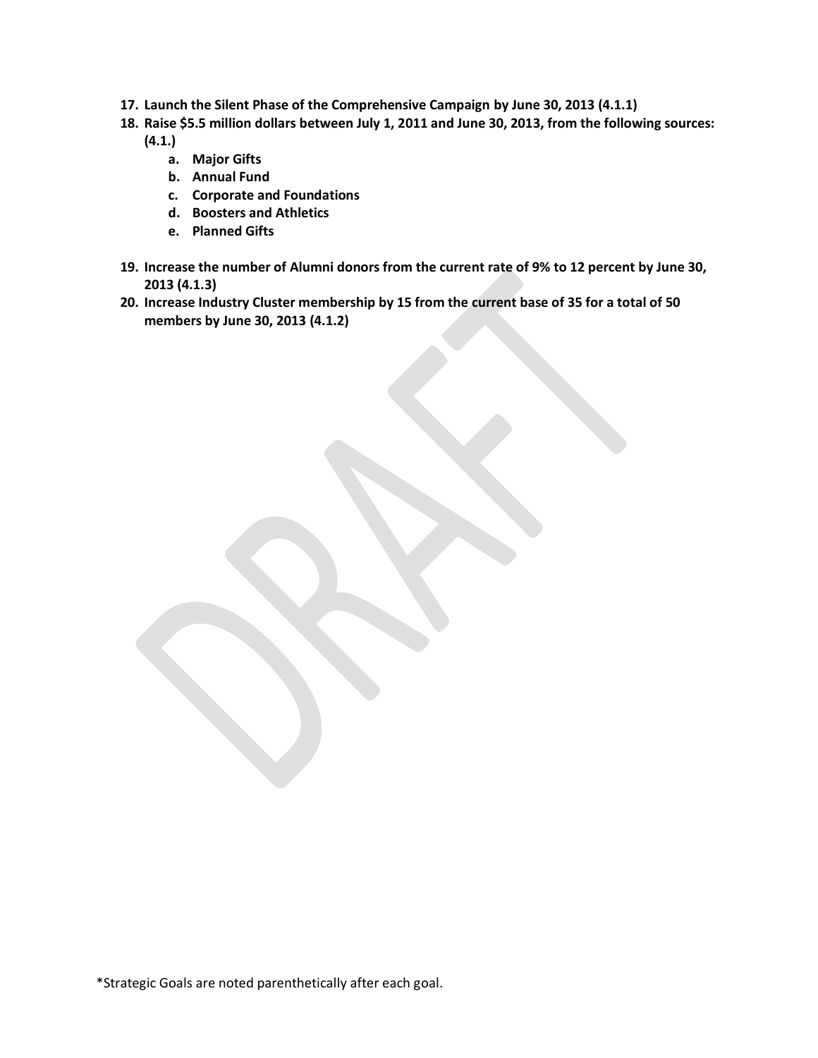17. **Launch the Silent Phase of the Comprehensive Campaign by June 30, 2013 (4.1.1)**
18. **Raise $5.5 million dollars between July 1, 2011 and June 30, 2013, from the following sources: (4.1.)**
    a. **Major Gifts**
    b. **Annual Fund**
    c. **Corporate and Foundations**
    d. **Boosters and Athletics**
    e. **Planned Gifts**

19. **Increase the number of Alumni donors from the current rate of 9% to 12 percent by June 30, 2013 (4.1.3)**
20. **Increase Industry Cluster membership by 15 from the current base of 35 for a total of 50 members by June 30, 2013 (4.1.2)**

*Strategic Goals are noted parenthetically after each goal.